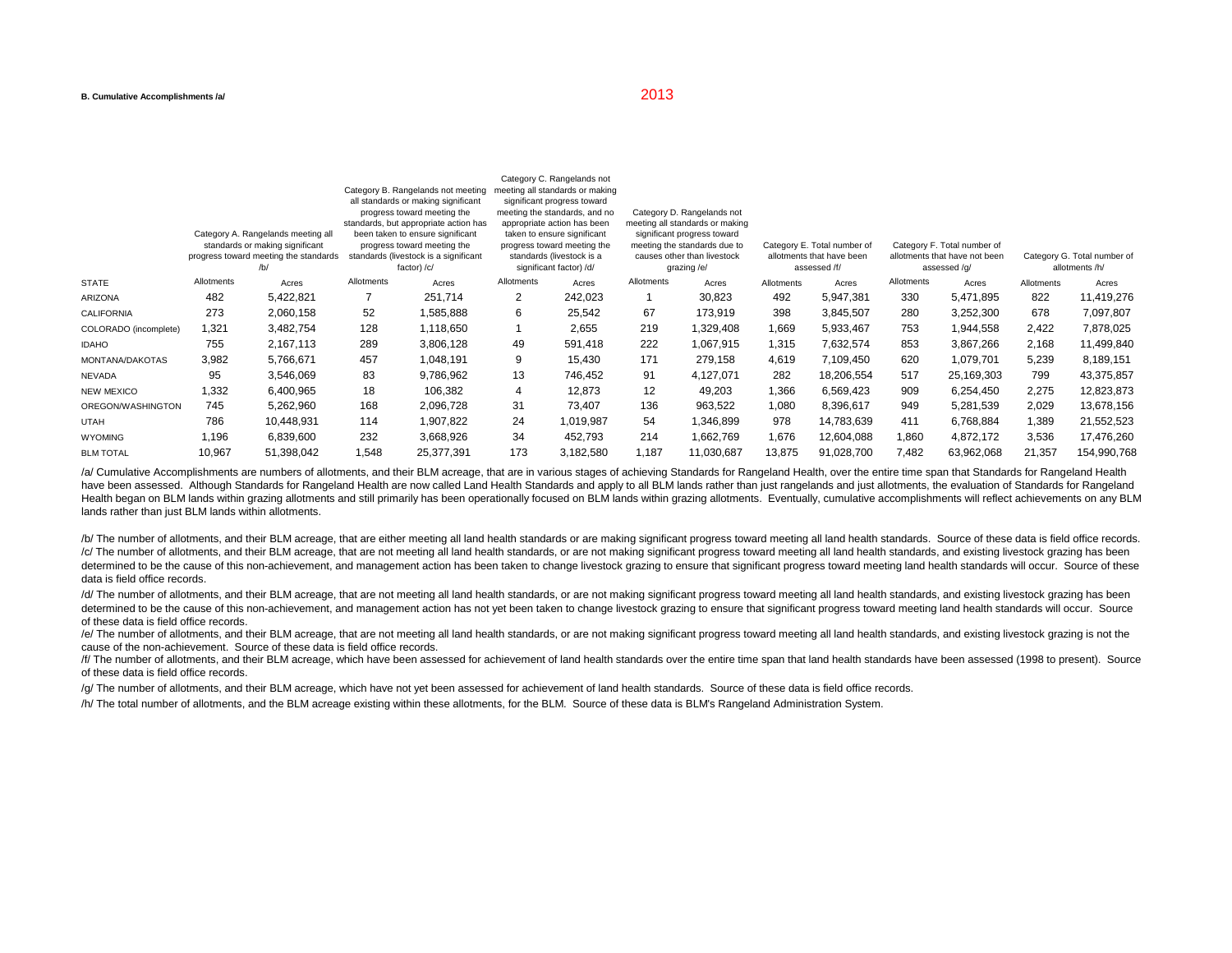**B. Cumulative Accomplishments /a/**

2013

| STATE | Category A. Rangelands meeting all standards or making significant progress toward meeting the standards /b/ | | Category B. Rangelands not meeting all standards or making significant progress toward meeting the standards, but appropriate action has been taken to ensure significant progress toward meeting the standards (livestock is a significant factor) /c/ | | Category C. Rangelands not meeting all standards or making significant progress toward meeting the standards, and no appropriate action has been taken to ensure significant progress toward meeting the standards (livestock is a significant factor) /d/ | | Category D. Rangelands not meeting all standards or making significant progress toward meeting the standards due to causes other than livestock grazing /e/ | | Category E. Total number of allotments that have been assessed /f/ | | Category F. Total number of allotments that have not been assessed /g/ | | Category G. Total number of allotments /h/ | |
|---|---|---|---|---|---|---|---|---|---|---|---|---|---|---|
| | Allotments | Acres | Allotments | Acres | Allotments | Acres | Allotments | Acres | Allotments | Acres | Allotments | Acres | Allotments | Acres |
| ARIZONA | 482 | 5,422,821 | 7 | 251,714 | 2 | 242,023 | 1 | 30,823 | 492 | 5,947,381 | 330 | 5,471,895 | 822 | 11,419,276 |
| CALIFORNIA | 273 | 2,060,158 | 52 | 1,585,888 | 6 | 25,542 | 67 | 173,919 | 398 | 3,845,507 | 280 | 3,252,300 | 678 | 7,097,807 |
| COLORADO (incomplete) | 1,321 | 3,482,754 | 128 | 1,118,650 | 1 | 2,655 | 219 | 1,329,408 | 1,669 | 5,933,467 | 753 | 1,944,558 | 2,422 | 7,878,025 |
| IDAHO | 755 | 2,167,113 | 289 | 3,806,128 | 49 | 591,418 | 222 | 1,067,915 | 1,315 | 7,632,574 | 853 | 3,867,266 | 2,168 | 11,499,840 |
| MONTANA/DAKOTAS | 3,982 | 5,766,671 | 457 | 1,048,191 | 9 | 15,430 | 171 | 279,158 | 4,619 | 7,109,450 | 620 | 1,079,701 | 5,239 | 8,189,151 |
| NEVADA | 95 | 3,546,069 | 83 | 9,786,962 | 13 | 746,452 | 91 | 4,127,071 | 282 | 18,206,554 | 517 | 25,169,303 | 799 | 43,375,857 |
| NEW MEXICO | 1,332 | 6,400,965 | 18 | 106,382 | 4 | 12,873 | 12 | 49,203 | 1,366 | 6,569,423 | 909 | 6,254,450 | 2,275 | 12,823,873 |
| OREGON/WASHINGTON | 745 | 5,262,960 | 168 | 2,096,728 | 31 | 73,407 | 136 | 963,522 | 1,080 | 8,396,617 | 949 | 5,281,539 | 2,029 | 13,678,156 |
| UTAH | 786 | 10,448,931 | 114 | 1,907,822 | 24 | 1,019,987 | 54 | 1,346,899 | 978 | 14,783,639 | 411 | 6,768,884 | 1,389 | 21,552,523 |
| WYOMING | 1,196 | 6,839,600 | 232 | 3,668,926 | 34 | 452,793 | 214 | 1,662,769 | 1,676 | 12,604,088 | 1,860 | 4,872,172 | 3,536 | 17,476,260 |
| BLM TOTAL | 10,967 | 51,398,042 | 1,548 | 25,377,391 | 173 | 3,182,580 | 1,187 | 11,030,687 | 13,875 | 91,028,700 | 7,482 | 63,962,068 | 21,357 | 154,990,768 |

/a/ Cumulative Accomplishments are numbers of allotments, and their BLM acreage, that are in various stages of achieving Standards for Rangeland Health, over the entire time span that Standards for Rangeland Health have been assessed. Although Standards for Rangeland Health are now called Land Health Standards and apply to all BLM lands rather than just rangelands and just allotments, the evaluation of Standards for Rangeland Health began on BLM lands within grazing allotments and still primarily has been operationally focused on BLM lands within grazing allotments. Eventually, cumulative accomplishments will reflect achievements on any BLM lands rather than just BLM lands within allotments.

/b/ The number of allotments, and their BLM acreage, that are either meeting all land health standards or are making significant progress toward meeting all land health standards. Source of these data is field office records.

/c/ The number of allotments, and their BLM acreage, that are not meeting all land health standards, or are not making significant progress toward meeting all land health standards, and existing livestock grazing has been determined to be the cause of this non-achievement, and management action has been taken to change livestock grazing to ensure that significant progress toward meeting land health standards will occur. Source of these data is field office records.

/d/ The number of allotments, and their BLM acreage, that are not meeting all land health standards, or are not making significant progress toward meeting all land health standards, and existing livestock grazing has been determined to be the cause of this non-achievement, and management action has not yet been taken to change livestock grazing to ensure that significant progress toward meeting land health standards will occur. Source of these data is field office records.

/e/ The number of allotments, and their BLM acreage, that are not meeting all land health standards, or are not making significant progress toward meeting all land health standards, and existing livestock grazing is not the cause of the non-achievement. Source of these data is field office records.

/f/ The number of allotments, and their BLM acreage, which have been assessed for achievement of land health standards over the entire time span that land health standards have been assessed (1998 to present). Source of these data is field office records.

/g/ The number of allotments, and their BLM acreage, which have not yet been assessed for achievement of land health standards. Source of these data is field office records.

/h/ The total number of allotments, and the BLM acreage existing within these allotments, for the BLM. Source of these data is BLM's Rangeland Administration System.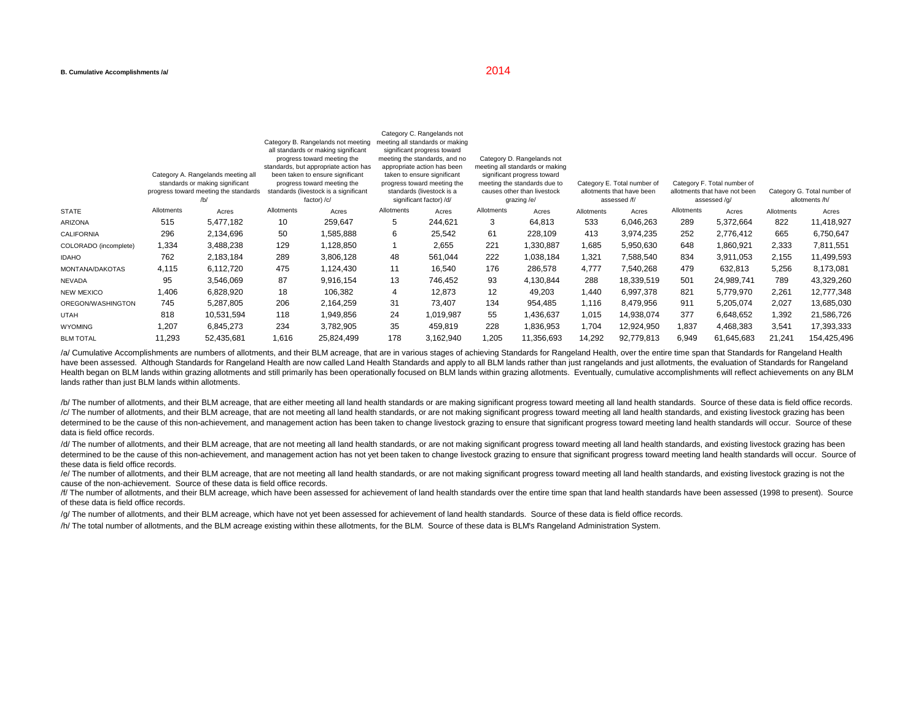**B. Cumulative Accomplishments /a/**

2014

| STATE | Category A. Rangelands meeting all standards or making significant progress toward meeting the standards /b/ | | Category B. Rangelands not meeting all standards or making significant progress toward meeting the standards, but appropriate action has been taken to ensure significant progress toward meeting the standards (livestock is a significant factor) /c/ | | Category C. Rangelands not meeting all standards or making significant progress toward meeting the standards, and no appropriate action has been taken to ensure significant progress toward meeting the standards (livestock is a significant factor) /d/ | | Category D. Rangelands not meeting all standards or making significant progress toward meeting the standards due to causes other than livestock grazing /e/ | | Category E. Total number of allotments that have been assessed /f/ | | Category F. Total number of allotments that have not been assessed /g/ | | Category G. Total number of allotments /h/ | |
|---|---|---|---|---|---|---|---|---|---|---|---|---|---|---|
| | Allotments | Acres | Allotments | Acres | Allotments | Acres | Allotments | Acres | Allotments | Acres | Allotments | Acres | Allotments | Acres |
| ARIZONA | 515 | 5,477,182 | 10 | 259,647 | 5 | 244,621 | 3 | 64,813 | 533 | 6,046,263 | 289 | 5,372,664 | 822 | 11,418,927 |
| CALIFORNIA | 296 | 2,134,696 | 50 | 1,585,888 | 6 | 25,542 | 61 | 228,109 | 413 | 3,974,235 | 252 | 2,776,412 | 665 | 6,750,647 |
| COLORADO (incomplete) | 1,334 | 3,488,238 | 129 | 1,128,850 | 1 | 2,655 | 221 | 1,330,887 | 1,685 | 5,950,630 | 648 | 1,860,921 | 2,333 | 7,811,551 |
| IDAHO | 762 | 2,183,184 | 289 | 3,806,128 | 48 | 561,044 | 222 | 1,038,184 | 1,321 | 7,588,540 | 834 | 3,911,053 | 2,155 | 11,499,593 |
| MONTANA/DAKOTAS | 4,115 | 6,112,720 | 475 | 1,124,430 | 11 | 16,540 | 176 | 286,578 | 4,777 | 7,540,268 | 479 | 632,813 | 5,256 | 8,173,081 |
| NEVADA | 95 | 3,546,069 | 87 | 9,916,154 | 13 | 746,452 | 93 | 4,130,844 | 288 | 18,339,519 | 501 | 24,989,741 | 789 | 43,329,260 |
| NEW MEXICO | 1,406 | 6,828,920 | 18 | 106,382 | 4 | 12,873 | 12 | 49,203 | 1,440 | 6,997,378 | 821 | 5,779,970 | 2,261 | 12,777,348 |
| OREGON/WASHINGTON | 745 | 5,287,805 | 206 | 2,164,259 | 31 | 73,407 | 134 | 954,485 | 1,116 | 8,479,956 | 911 | 5,205,074 | 2,027 | 13,685,030 |
| UTAH | 818 | 10,531,594 | 118 | 1,949,856 | 24 | 1,019,987 | 55 | 1,436,637 | 1,015 | 14,938,074 | 377 | 6,648,652 | 1,392 | 21,586,726 |
| WYOMING | 1,207 | 6,845,273 | 234 | 3,782,905 | 35 | 459,819 | 228 | 1,836,953 | 1,704 | 12,924,950 | 1,837 | 4,468,383 | 3,541 | 17,393,333 |
| BLM TOTAL | 11,293 | 52,435,681 | 1,616 | 25,824,499 | 178 | 3,162,940 | 1,205 | 11,356,693 | 14,292 | 92,779,813 | 6,949 | 61,645,683 | 21,241 | 154,425,496 |

/a/ Cumulative Accomplishments are numbers of allotments, and their BLM acreage, that are in various stages of achieving Standards for Rangeland Health, over the entire time span that Standards for Rangeland Health have been assessed. Although Standards for Rangeland Health are now called Land Health Standards and apply to all BLM lands rather than just rangelands and just allotments, the evaluation of Standards for Rangeland Health began on BLM lands within grazing allotments and still primarily has been operationally focused on BLM lands within grazing allotments. Eventually, cumulative accomplishments will reflect achievements on any BLM lands rather than just BLM lands within allotments.

/b/ The number of allotments, and their BLM acreage, that are either meeting all land health standards or are making significant progress toward meeting all land health standards. Source of these data is field office records.

/c/ The number of allotments, and their BLM acreage, that are not meeting all land health standards, or are not making significant progress toward meeting all land health standards, and existing livestock grazing has been determined to be the cause of this non-achievement, and management action has been taken to change livestock grazing to ensure that significant progress toward meeting land health standards will occur. Source of these data is field office records.

/d/ The number of allotments, and their BLM acreage, that are not meeting all land health standards, or are not making significant progress toward meeting all land health standards, and existing livestock grazing has been determined to be the cause of this non-achievement, and management action has not yet been taken to change livestock grazing to ensure that significant progress toward meeting land health standards will occur. Source of these data is field office records.

/e/ The number of allotments, and their BLM acreage, that are not meeting all land health standards, or are not making significant progress toward meeting all land health standards, and existing livestock grazing is not the cause of the non-achievement. Source of these data is field office records.

/f/ The number of allotments, and their BLM acreage, which have been assessed for achievement of land health standards over the entire time span that land health standards have been assessed (1998 to present). Source of these data is field office records.

/g/ The number of allotments, and their BLM acreage, which have not yet been assessed for achievement of land health standards. Source of these data is field office records.

/h/ The total number of allotments, and the BLM acreage existing within these allotments, for the BLM. Source of these data is BLM's Rangeland Administration System.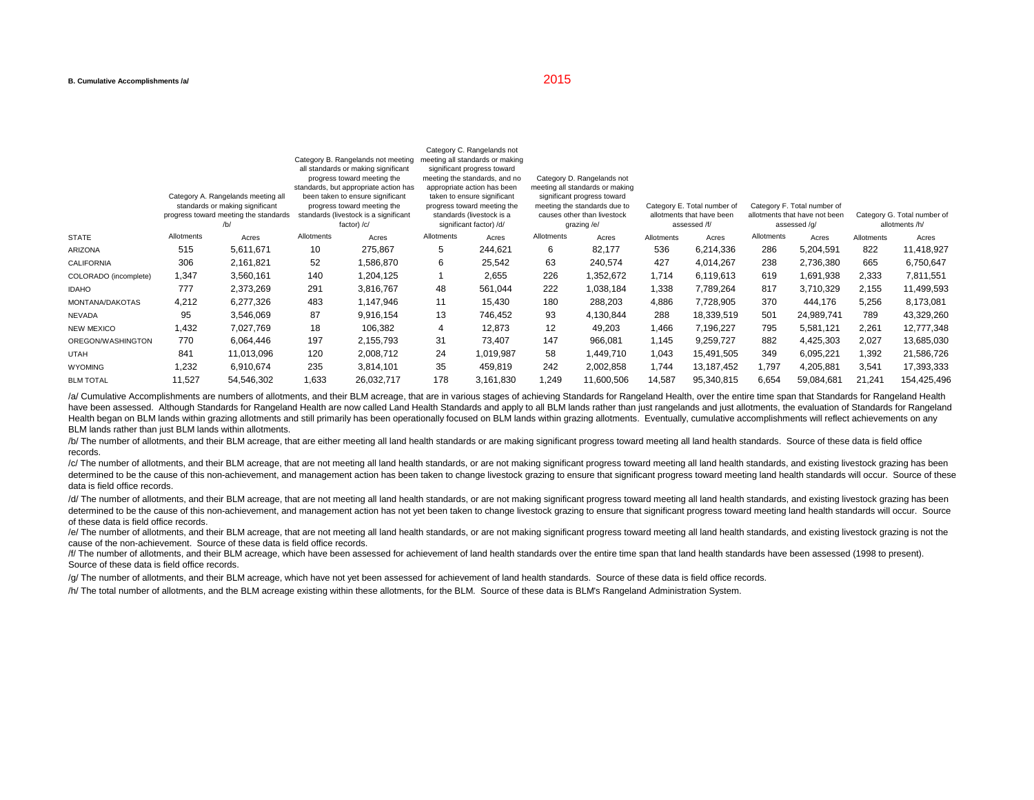**B. Cumulative Accomplishments /a/**

2015

| STATE | Category A. Rangelands meeting all standards or making significant progress toward meeting the standards /b/ | | Category B. Rangelands not meeting all standards or making significant progress toward meeting the standards, but appropriate action has been taken to ensure significant progress toward meeting the standards (livestock is a significant factor) /c/ | | Category C. Rangelands not meeting all standards or making significant progress toward meeting the standards, and no appropriate action has been taken to ensure significant progress toward meeting the standards (livestock is a significant factor) /d/ | | Category D. Rangelands not meeting all standards or making significant progress toward meeting the standards due to causes other than livestock grazing /e/ | | Category E. Total number of allotments that have been assessed /f/ | | Category F. Total number of allotments that have not been assessed /g/ | | Category G. Total number of allotments /h/ | |
|---|---|---|---|---|---|---|---|---|---|---|---|---|---|---|
| | Allotments | Acres | Allotments | Acres | Allotments | Acres | Allotments | Acres | Allotments | Acres | Allotments | Acres | Allotments | Acres |
| ARIZONA | 515 | 5,611,671 | 10 | 275,867 | 5 | 244,621 | 6 | 82,177 | 536 | 6,214,336 | 286 | 5,204,591 | 822 | 11,418,927 |
| CALIFORNIA | 306 | 2,161,821 | 52 | 1,586,870 | 6 | 25,542 | 63 | 240,574 | 427 | 4,014,267 | 238 | 2,736,380 | 665 | 6,750,647 |
| COLORADO (incomplete) | 1,347 | 3,560,161 | 140 | 1,204,125 | 1 | 2,655 | 226 | 1,352,672 | 1,714 | 6,119,613 | 619 | 1,691,938 | 2,333 | 7,811,551 |
| IDAHO | 777 | 2,373,269 | 291 | 3,816,767 | 48 | 561,044 | 222 | 1,038,184 | 1,338 | 7,789,264 | 817 | 3,710,329 | 2,155 | 11,499,593 |
| MONTANA/DAKOTAS | 4,212 | 6,277,326 | 483 | 1,147,946 | 11 | 15,430 | 180 | 288,203 | 4,886 | 7,728,905 | 370 | 444,176 | 5,256 | 8,173,081 |
| NEVADA | 95 | 3,546,069 | 87 | 9,916,154 | 13 | 746,452 | 93 | 4,130,844 | 288 | 18,339,519 | 501 | 24,989,741 | 789 | 43,329,260 |
| NEW MEXICO | 1,432 | 7,027,769 | 18 | 106,382 | 4 | 12,873 | 12 | 49,203 | 1,466 | 7,196,227 | 795 | 5,581,121 | 2,261 | 12,777,348 |
| OREGON/WASHINGTON | 770 | 6,064,446 | 197 | 2,155,793 | 31 | 73,407 | 147 | 966,081 | 1,145 | 9,259,727 | 882 | 4,425,303 | 2,027 | 13,685,030 |
| UTAH | 841 | 11,013,096 | 120 | 2,008,712 | 24 | 1,019,987 | 58 | 1,449,710 | 1,043 | 15,491,505 | 349 | 6,095,221 | 1,392 | 21,586,726 |
| WYOMING | 1,232 | 6,910,674 | 235 | 3,814,101 | 35 | 459,819 | 242 | 2,002,858 | 1,744 | 13,187,452 | 1,797 | 4,205,881 | 3,541 | 17,393,333 |
| BLM TOTAL | 11,527 | 54,546,302 | 1,633 | 26,032,717 | 178 | 3,161,830 | 1,249 | 11,600,506 | 14,587 | 95,340,815 | 6,654 | 59,084,681 | 21,241 | 154,425,496 |

/a/ Cumulative Accomplishments are numbers of allotments, and their BLM acreage, that are in various stages of achieving Standards for Rangeland Health, over the entire time span that Standards for Rangeland Health have been assessed. Although Standards for Rangeland Health are now called Land Health Standards and apply to all BLM lands rather than just rangelands and just allotments, the evaluation of Standards for Rangeland Health began on BLM lands within grazing allotments and still primarily has been operationally focused on BLM lands within grazing allotments. Eventually, cumulative accomplishments will reflect achievements on any BLM lands rather than just BLM lands within allotments.

/b/ The number of allotments, and their BLM acreage, that are either meeting all land health standards or are making significant progress toward meeting all land health standards. Source of these data is field office records.

/c/ The number of allotments, and their BLM acreage, that are not meeting all land health standards, or are not making significant progress toward meeting all land health standards, and existing livestock grazing has been determined to be the cause of this non-achievement, and management action has been taken to change livestock grazing to ensure that significant progress toward meeting land health standards will occur. Source of these data is field office records.

/d/ The number of allotments, and their BLM acreage, that are not meeting all land health standards, or are not making significant progress toward meeting all land health standards, and existing livestock grazing has been determined to be the cause of this non-achievement, and management action has not yet been taken to change livestock grazing to ensure that significant progress toward meeting land health standards will occur. Source of these data is field office records.

/e/ The number of allotments, and their BLM acreage, that are not meeting all land health standards, or are not making significant progress toward meeting all land health standards, and existing livestock grazing is not the cause of the non-achievement. Source of these data is field office records.

/f/ The number of allotments, and their BLM acreage, which have been assessed for achievement of land health standards over the entire time span that land health standards have been assessed (1998 to present). Source of these data is field office records.

/g/ The number of allotments, and their BLM acreage, which have not yet been assessed for achievement of land health standards. Source of these data is field office records.

/h/ The total number of allotments, and the BLM acreage existing within these allotments, for the BLM. Source of these data is BLM's Rangeland Administration System.